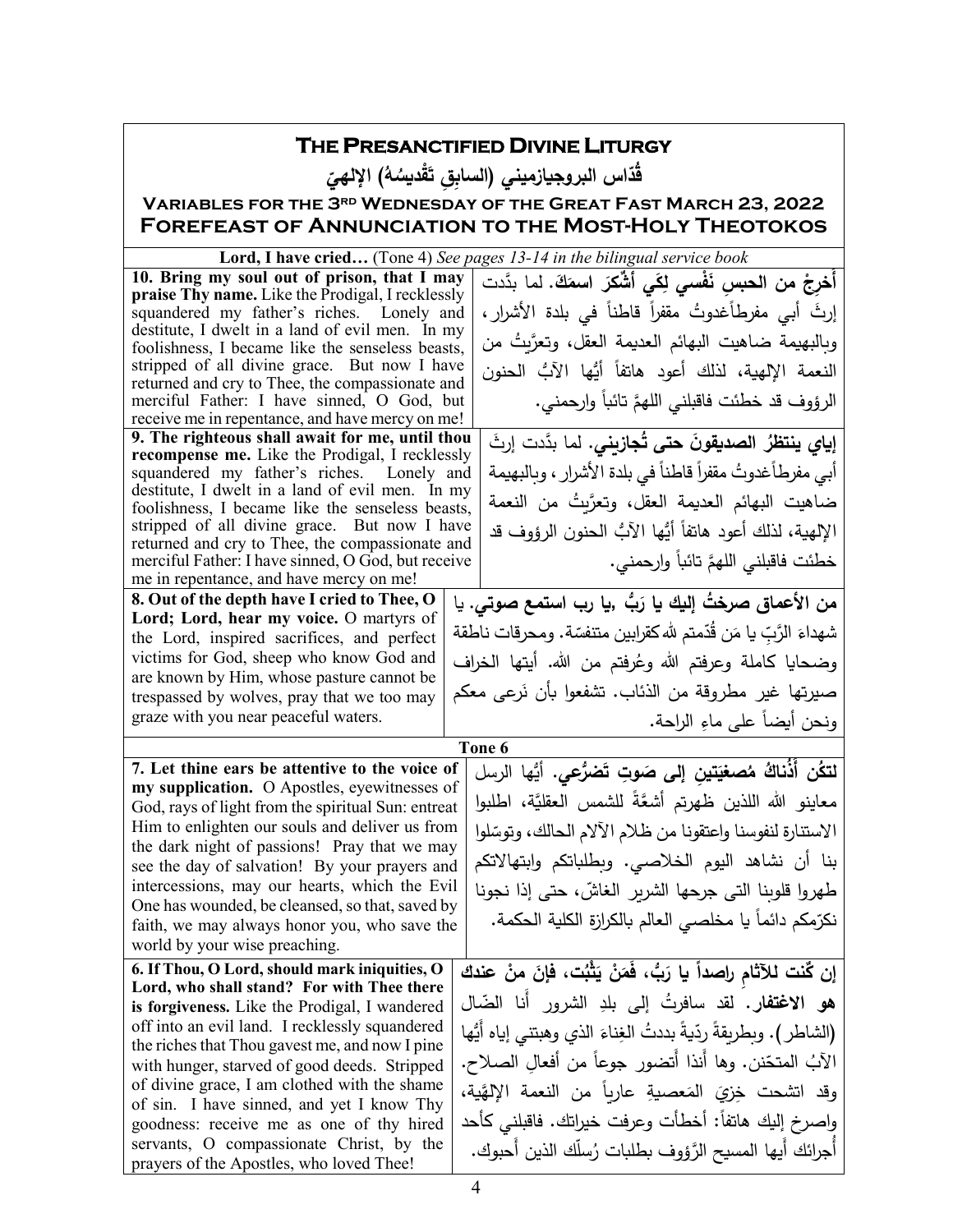# The Presanctified Divine Liturgy

## قُدّاس البروجيازميني (السابقِ تَقْديسُهُ) الإلهيّ

### Variables for the 3rd Wednesday of the Great Fast March 23, 2022
### Forefeast of Annunciation to the Most-Holy Theotokos

**Lord, I have cried…** (Tone 4) *See pages 13-14 in the bilingual service book*

| English | Arabic |
|---|---|
| **10. Bring my soul out of prison, that I may praise Thy name.** Like the Prodigal, I recklessly squandered my father's riches. Lonely and destitute, I dwelt in a land of evil men. In my foolishness, I became like the senseless beasts, stripped of all divine grace. But now I have returned and cry to Thee, the compassionate and merciful Father: I have sinned, O God, but receive me in repentance, and have mercy on me! | **أَخرِجْ من الحبسِ نَفْسي لِكَي أَشْكَرَ اسمَكَ.** لما بدَّدت إرثَ أبي مفرطاًغدوتُ مقفراً قاطناً في بلدة الأشرار، وبالبهيمة ضاهيت البهائم العديمة العقل، وتعرَّيتُ من النعمة الإلهية، لذلك أعود هاتفاً أيُّها الآبُ الحنون الرؤوف قد خطئت فاقبلني اللهمَّ تائباً وارحمني. |
| **9. The righteous shall await for me, until thou recompense me.** Like the Prodigal, I recklessly squandered my father's riches. Lonely and destitute, I dwelt in a land of evil men. In my foolishness, I became like the senseless beasts, stripped of all divine grace. But now I have returned and cry to Thee, the compassionate and merciful Father: I have sinned, O God, but receive me in repentance, and have mercy on me! | **إياي ينتظرُ الصديقونَ حتى تُجازيني.** لما بدَّدت إرثَ أبي مفرطاًغدوتُ مقفراً قاطناً في بلدة الأشرار، وبالبهيمة ضاهيت البهائم العديمة العقل، وتعرَّيتُ من النعمة الإلهية، لذلك أعود هاتفاً أيُّها الآبُ الحنون الرؤوف قد خطئت فاقبلني اللهمَّ تائباً وارحمني. |
| **8. Out of the depth have I cried to Thee, O Lord; Lord, hear my voice.** O martyrs of the Lord, inspired sacrifices, and perfect victims for God, sheep who know God and are known by Him, whose pasture cannot be trespassed by wolves, pray that we too may graze with you near peaceful waters. | **من الأعماق صرختُ إليك يا رَبُّ ,يا رب استمع صوتي.** يا شهداءَ الرَّبِ يا مَن قُدّمتم للهِ كقرابين متنفسّة. ومحرقات ناطقة وضحايا كاملة وعرفتم الله وعُرفتم من الله. أيتها الخراف صيرتها غير مطروقة من الذئاب. تشفعوا بأن نَرعى معكم ونحن أيضاً على ماءِ الراحة. |

**Tone 6**

| English | Arabic |
|---|---|
| **7. Let thine ears be attentive to the voice of my supplication.** O Apostles, eyewitnesses of God, rays of light from the spiritual Sun: entreat Him to enlighten our souls and deliver us from the dark night of passions! Pray that we may see the day of salvation! By your prayers and intercessions, may our hearts, which the Evil One has wounded, be cleansed, so that, saved by faith, we may always honor you, who save the world by your wise preaching. | **لتكُن أُذُناكَ مُصغِيَتينِ إلى صَوتِ تَضرُّعي.** أيُّها الرسل معاينو الله اللذين ظهرتم أشعَّةً للشمس العقليّة، اطلبوا الاستنارة لنفوسنا واعتقونا من ظلام الآلام الحالك، وتوسّلوا بنا أن نشاهد اليوم الخلاصي. وبطلباتكم وابتهالاتكم طهروا قلوبنا التي جرحها الشرير الغاشّ، حتى إذا نجونا نكرّمكم دائماً يا مخلصي العالم بالكرازة الكلية الحكمة. |
| **6. If Thou, O Lord, should mark iniquities, O Lord, who shall stand? For with Thee there is forgiveness.** Like the Prodigal, I wandered off into an evil land. I recklessly squandered the riches that Thou gavest me, and now I pine with hunger, starved of good deeds. Stripped of divine grace, I am clothed with the shame of sin. I have sinned, and yet I know Thy goodness: receive me as one of thy hired servants, O compassionate Christ, by the prayers of the Apostles, who loved Thee! | **إن كُنت للآثامِ راصداً يا رَبُّ، فَمَنْ يَثْبُت، فإنَ منْ عندك هو الاغتفار.** لقد سافرتُ إلى بلدِ الشرور أنا الضّال (الشاطر). وبطريقةٍ ردّيةٍ بددتُ الغِناءَ الذي وهبتني إياه أيُّها الآبُ المتحّنن. وها أنذا أتضور جوعاً من أفعالِ الصلاح. وقد اتشحت خِزيَ المَعصيةِ عارياً من النعمة الإلهيَّة، واصرخ إليك هاتفاً: أخطأت وعرفت خيراتك. فاقبلني كأحد أُجرائك أيها المسيح الرَّؤوف بطلبات رُسلّك الذين أحبوك. |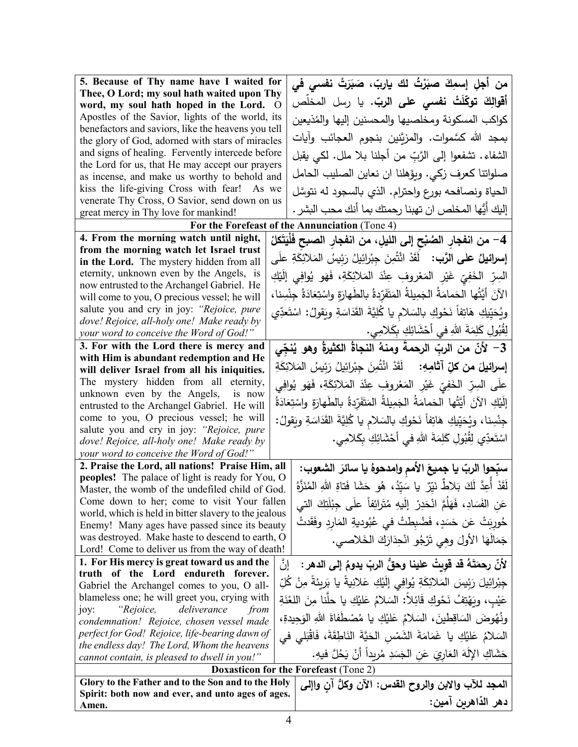| | |
|---|---|
| **5. Because of Thy name have I waited for Thee, O Lord; my soul hath waited upon Thy word, my soul hath hoped in the Lord.** O Apostles of the Savior, lights of the world, its benefactors and saviors, like the heavens you tell the glory of God, adorned with stars of miracles and signs of healing. Fervently intercede before the Lord for us, that He may accept our prayers as incense, and make us worthy to behold and kiss the life-giving Cross with fear! As we venerate Thy Cross, O Savior, send down on us great mercy in Thy love for mankind! | **من أجلِ إسمِكَ صبَرْتُ لك ياربّ، صَبَرَتْ نفسي في أقوالِكَ توكّلَتْ نفسي على الربّ.** يا رسل المخلّص كواكب المسكونة ومخلصيها والمحسنين إليها والمُذيعين بمجد الله كسَّموات. والمزيَّنين بنجوم العجائب وآيات الشفاء. تشفعوا إلى الرَّبِ من أجلنا بلا ملل. لكي يقبل صلواتنا كعرفٍ زكي. ويؤهلنا ان نعاين الصليب الحامل الحياة ونصافحه بورع واحترام. الذي بالسجود له نتوسَّل إليك أيُّها المخلص ان تهبنا رحمتك بما أنك محب البشر. |
| **For the Forefeast of the Annunciation** (Tone 4) | |
| **4. From the morning watch until night, from the morning watch let Israel trust in the Lord.** The mystery hidden from all eternity, unknown even by the Angels, is now entrusted to the Archangel Gabriel. He will come to you, O precious vessel; he will salute you and cry in joy: *"Rejoice, pure dove! Rejoice, all-holy one! Make ready by your word to conceive the Word of God!"* | **4– من انفجارِ الصُبْحِ إلى الليلِ، من انفجارِ الصبحِ فَلْيَتَكِلْ إسرائيلُ على الرَّب:** لَقَدْ ائْتُمِنَ جِبْرائيلُ رَئِيسُ المَلائِكَةِ علَى السِرِّ الخَفِيِّ غَيْرِ المَعْروفِ عِنْدَ المَلائِكَةِ، فَهَو يُوافِي إِلَيْكِ الآنَ أَيَّتُها الحَمامَةُ الجَمِيلةُ المَتَفَرِّدةُ بالطَهارَةِ واسْتِعادَةُ جِنْسِنا، ويُحَيِّيكِ هَاتِفاً نَحْوكِ بالسَلامِ يا كُلِيَّةَ القَداسَةِ ويَقولُ: اسْتَعِدّي لِقُبُولِ كَلِمَةَ اللهِ في أَحْشَائِكِ بِكَلامِي. |
| **3. For with the Lord there is mercy and with Him is abundant redemption and He will deliver Israel from all his iniquities.** The mystery hidden from all eternity, unknown even by the Angels, is now entrusted to the Archangel Gabriel. He will come to you, O precious vessel; he will salute you and cry in joy: *"Rejoice, pure dove! Rejoice, all-holy one! Make ready by your word to conceive the Word of God!"* | **3– لأنّ من الربّ الرحمةَ ومنهُ النجاةُ الكثيرةُ وهو يُنجّي إسرائيلَ من كلِّ آثامِهِ:** لَقَدْ ائْتُمِنَ جِبْرائيلُ رَئِيسُ المَلائِكَةِ علَى السِرِّ الخَفِيِّ غَيْرِ المَعْروفِ عِنْدَ المَلائِكَةِ، فَهَو يُوافِي إِلَيْكِ الآنَ أَيَّتُها الحَمامَةُ الجَمِيلةُ المَتَفَرِّدةُ بالطَهارَةِ واسْتِعادَةُ جِنْسِنا، ويُحَيِّيكِ هَاتِفاً نَحْوكِ بالسَلامِ يا كُلِيَّةَ القَداسَةِ ويَقولُ: اسْتَعِدّي لِقُبُولِ كَلِمَةَ اللهِ في أَحْشَائِكِ بِكَلامِي. |
| **2. Praise the Lord, all nations! Praise Him, all peoples!** The palace of light is ready for You, O Master, the womb of the undefiled child of God. Come down to her; come to visit Your fallen world, which is held in bitter slavery to the jealous Enemy! Many ages have passed since its beauty was destroyed. Make haste to descend to earth, O Lord! Come to deliver us from the way of death! | **سبّحوا الربّ يا جميعَ الأممِ وامدحوهُ يا سائرَ الشعوب:** لَقَدْ أُعِدَّ لَكَ بَلاطٌ نَيِّرٌ يا سَيِّدُ، هُو حَشَا فَتاةِ اللهِ المُنَزَّهُ عَنِ الفَسَادِ، فَهَلُمَّ انْحَدِرْ إلَيهِ مُتَرَائِفاً علَى جِبْلَتِكَ التي حُورِبَتْ عَن حَسَدٍ، فَضُبِطتْ في عُبُوديةِ المَارِدِ وفَقَدتْ جَمَالَهَا الأولَ وهِي تَرْجُو انْحِدَارَكَ الخَلاصي. |
| **1. For His mercy is great toward us and the truth of the Lord endureth forever.** Gabriel the Archangel comes to you, O all-blameless one; he will greet you, crying with joy: *"Rejoice, deliverance from condemnation! Rejoice, chosen vessel made perfect for God! Rejoice, life-bearing dawn of the endless day! The Lord, Whom the heavens cannot contain, is pleased to dwell in you!"* | **لأنّ رحمَتَهُ قد قويتْ علينا وحقُّ الربِّ يدومُ إلى الدهر:** إنَّ جِبْرائِيلَ رَئِيسَ المَلائِكَةِ يُوافِي إِلَيْكِ عَلانِيةً يا بَرِيئةً مِنْ كُلِّ عَيْبٍ، ويَهْتِفُ نَحْوكِ قَائِلاً: السَلامُ عَلَيْكِ يا حلَّنا مِنَ اللعْنَةِ ونُهُوضَ السَاقِطِينَ، السَلامُ عَلَيْكِ يا مُصْطَفَاةَ اللهِ الوَحِيدةِ، السَلامُ عَلَيْكِ يا غَمَامَةَ الشَمْسِ الحَيَّةَ النَاطِقَةَ، فَاقْبَلي في حَشَاكِ الإلَهَ العَارِيَ عَنِ الجَسَدِ مُريداً أَنْ يَحُلَّ فيهِ. |
| **Doxasticon for the Forefeast** (Tone 2) | |
| **Glory to the Father and to the Son and to the Holy Spirit: both now and ever, and unto ages of ages. Amen.** | **المجد للآب والابن والروح القدس: الآن وكلُّ آنٍ وإلى دهر الدّاهرين آمين:** |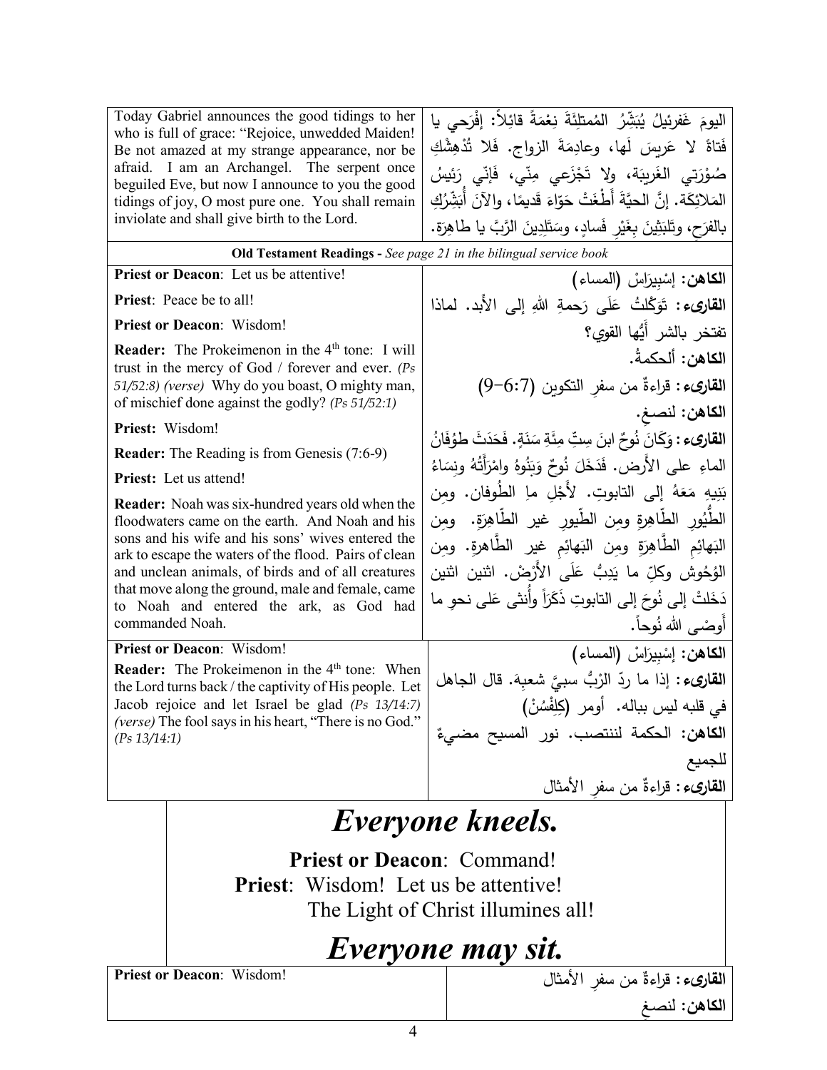| | |
|---|---|
| Today Gabriel announces the good tidings to her who is full of grace: "Rejoice, unwedded Maiden! Be not amazed at my strange appearance, nor be afraid. I am an Archangel. The serpent once beguiled Eve, but now I announce to you the good tidings of joy, O most pure one. You shall remain inviolate and shall give birth to the Lord. | اليومَ غَفرئيلُ يُبَشِّرُ المُمتلِئَةَ نِعْمَةً قائِلاً: إفْرَحي يا فَتاةً لا عَرِيسَ لَها، وعادِمَةَ الزواج. فَلا تُدْهِشْكِ صُوْرَتي الغَريبَة، ولا تَجْزَعي مِنّي، فَإنّي رَئيسُ المَلائِكَة. إنَّ الحيَّةَ أَطْغَتْ حَوّاءَ قَديمًا، والآنَ أُبَشِّرُكِ بالفرَحِ، وتَلبَثِينَ بِغَيْرِ فَسادٍ، وسَتَلِدِينَ الرَّبَّ يا طاهِرَة. |

**Old Testament Readings -** *See page 21 in the bilingual service book*

| | |
|---|---|
| **Priest or Deacon**: Let us be attentive!<br>**Priest**: Peace be to all!<br>**Priest or Deacon**: Wisdom!<br>**Reader:** The Prokeimenon in the 4th tone: I will trust in the mercy of God / forever and ever. *(Ps 51/52:8) (verse)* Why do you boast, O mighty man, of mischief done against the godly? *(Ps 51/52:1)*<br>**Priest:** Wisdom!<br>**Reader:** The Reading is from Genesis (7:6-9)<br>**Priest:** Let us attend!<br>**Reader:** Noah was six-hundred years old when the floodwaters came on the earth. And Noah and his sons and his wife and his sons' wives entered the ark to escape the waters of the flood. Pairs of clean and unclean animals, of birds and of all creatures that move along the ground, male and female, came to Noah and entered the ark, as God had commanded Noah. | **الكاهن:** إسْبِيرَاسْ (المساء)<br>**القارىء:** تَوَكَّلتُ عَلَى رَحمةِ اللهِ إلى الأبد. لماذا تفتخر بالشر أيُّها القوي؟<br>**الكاهن:** ألحكمةُ.<br>**القارىء:** قراءةٌ من سفرِ التكوين (7:6–9)<br>**الكاهن:** لنصغِ.<br>**القارىء:** وَكَانَ نُوحٌ ابنَ سِتِّ مِئَةِ سَنَةٍ. فَحَدَثَ طوُفَانُ الماءِ على الأرض. فَدَخَلَ نُوحٌ وَبَنُوهُ وامْرَأَتُهُ ونِسَاءُ بَنِيهِ مَعَهُ إلى التابوتِ. لأَجْلِ ماِ الطُوفان. ومِن الطُّيُورِ الطّاهِرةِ ومِن الطّيورِ غير الطّاهِرَةِ. ومِن البَهائِمِ الطَّاهِرَةِ ومِن البَهائِمِ غير الطَّاهرةِ. ومِن الوُحُوش وكلِّ ما يَدِبُّ عَلَى الأَرْضْ. اثنين اثنين دَخَلتْ إلى نُوحَ إلى التابوتِ ذَكَرَاً وأُنثى عَلى نحوِ ما أَوصَى الله نُوحاً. |
| **Priest or Deacon**: Wisdom!<br>**Reader:** The Prokeimenon in the 4th tone: When the Lord turns back / the captivity of His people. Let Jacob rejoice and let Israel be glad *(Ps 13/14:7) (verse)* The fool says in his heart, "There is no God." *(Ps 13/14:1)* | **الكاهن:** إسْبِيرَاسْ (المساء)<br>**القارىء:** إذا ما ردّ الرَّبُّ سبيَّ شعبِهَ. قال الجاهل في قلبه ليس بباله. أومر (كِلِفْسُنْ)<br>**الكاهن:** الحكمة لننتصب. نور المسيح مضيءٌ للجميع<br>**القارىء:** قراءةٌ من سفرِ الأمثال |

# *Everyone kneels.*

**Priest or Deacon**: Command!
**Priest**: Wisdom! Let us be attentive!
The Light of Christ illumines all!

# *Everyone may sit.*

| | |
|---|---|
| **Priest or Deacon**: Wisdom! | **القارىء:** قراءةٌ من سفرِ الأمثال<br>**الكاهن:** لنصغِ |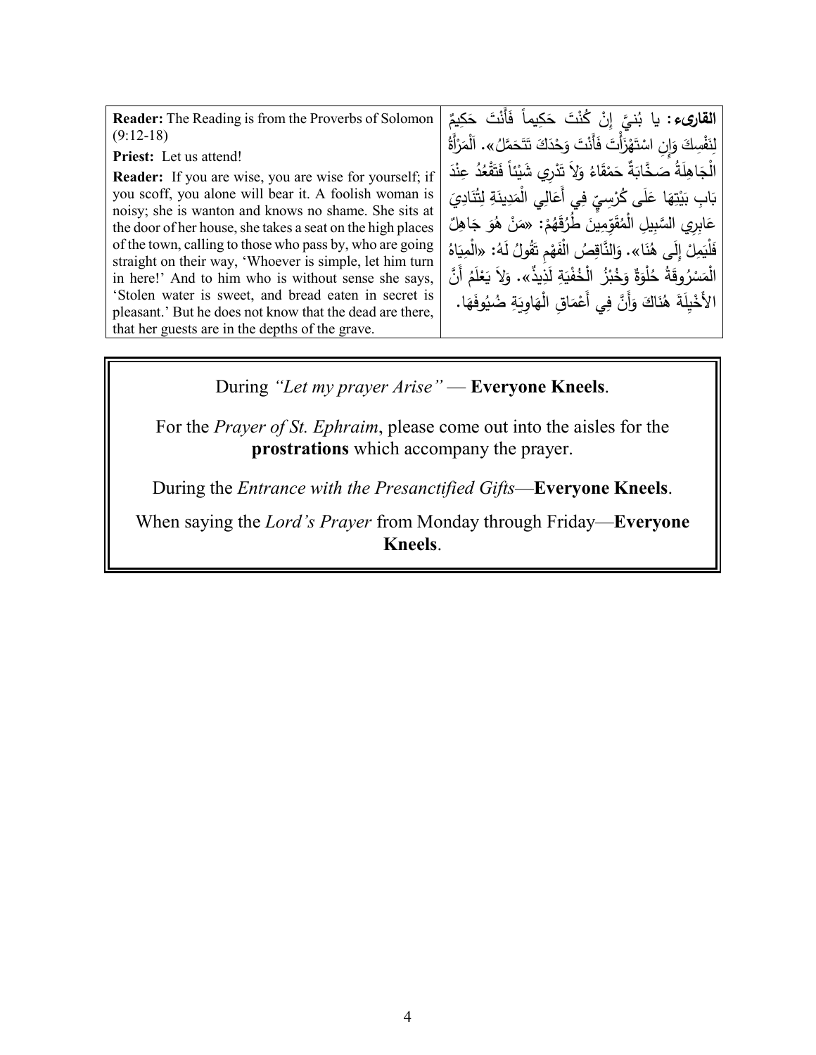| | |
|---|---|
| **Reader:** The Reading is from the Proverbs of Solomon (9:12-18)<br><br>**Priest:** Let us attend!<br><br>**Reader:** If you are wise, you are wise for yourself; if you scoff, you alone will bear it. A foolish woman is noisy; she is wanton and knows no shame. She sits at the door of her house, she takes a seat on the high places of the town, calling to those who pass by, who are going straight on their way, 'Whoever is simple, let him turn in here!' And to him who is without sense she says, 'Stolen water is sweet, and bread eaten in secret is pleasant.' But he does not know that the dead are there, that her guests are in the depths of the grave. | **القارىء:** يا بُنيَّ إنْ كُنْتَ حَكِيماً فَأَنْتَ حَكِيمٌ لِنَفْسِكَ وَإِنِ اسْتَهْزَأْتَ فَأَنْتَ وَحْدَكَ تَتَحَمَّلُ». اَلْمَرْأَةُ الْجَاهِلَةُ صَخَّابَةٌ حَمْقَاءُ وَلاَ تَدْرِي شَيْئاً فَتَقْعُدُ عِنْدَ بَابِ بَيْتِهَا عَلَى كُرْسِيٍّ فِي أَعَالِي الْمَدِينَةِ لِتُنَادِيَ عَابِرِي السَّبِيلِ الْمُقَوِّمِينَ طُرُقَهُمْ: «مَنْ هُوَ جَاهِلٌ فَلْيَمِلْ إِلَى هُنَا». وَالنَّاقِصُ الْفَهْمِ تَقُولُ لَهُ: «الْمِيَاهُ الْمَسْرُوقَةُ حُلْوَةٌ وَخُبْزُ الْخُفْيَةِ لَذِيذٌ». وَلاَ يَعْلَمُ أَنَّ الأَخْيِلَةَ هُنَاكَ وَأَنَّ فِي أَعْمَاقِ الْهَاوِيَةِ ضُيُوفَهَا. |

During *"Let my prayer Arise"* — **Everyone Kneels**.

For the *Prayer of St. Ephraim*, please come out into the aisles for the **prostrations** which accompany the prayer.

During the *Entrance with the Presanctified Gifts*—**Everyone Kneels**.

When saying the *Lord's Prayer* from Monday through Friday—**Everyone Kneels**.